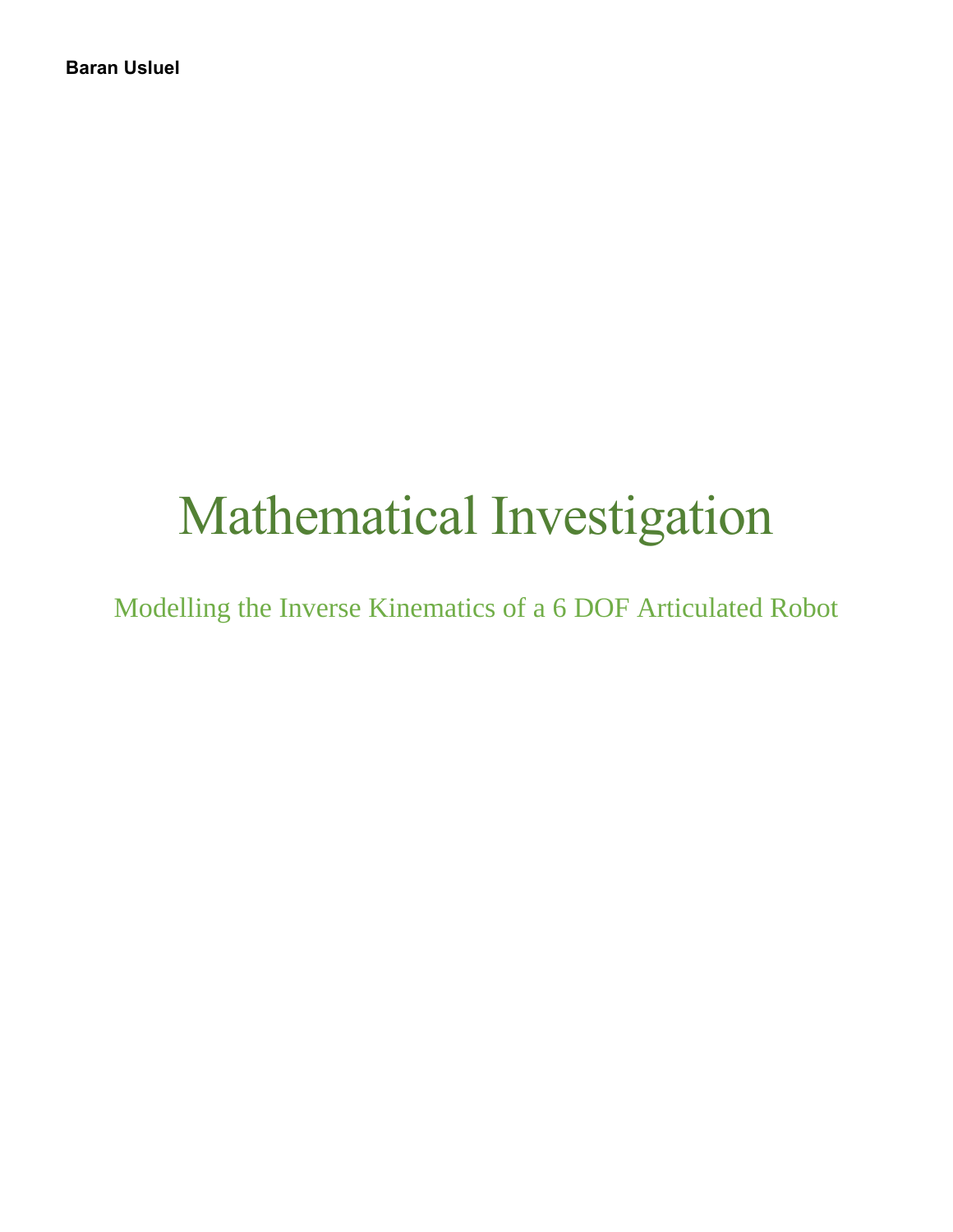**Baran Usluel**

# Mathematical Investigation

## Modelling the Inverse Kinematics of a 6 DOF Articulated Robot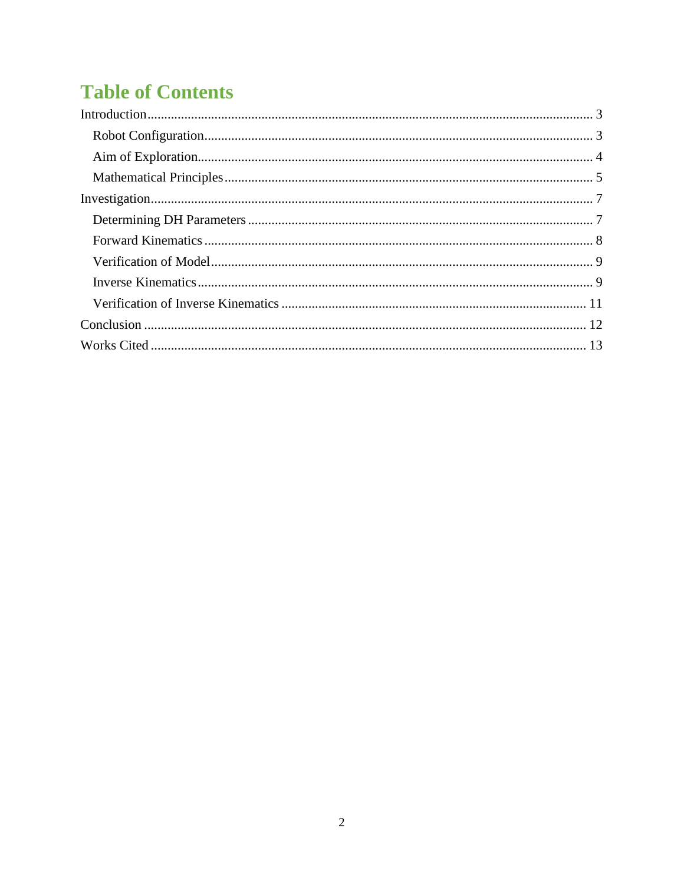# Table of Contents

- Introduction ... 3
  - Robot Configuration ... 3
  - Aim of Exploration ... 4
  - Mathematical Principles ... 5
- Investigation ... 7
  - Determining DH Parameters ... 7
  - Forward Kinematics ... 8
  - Verification of Model ... 9
  - Inverse Kinematics ... 9
  - Verification of Inverse Kinematics ... 11
- Conclusion ... 12
- Works Cited ... 13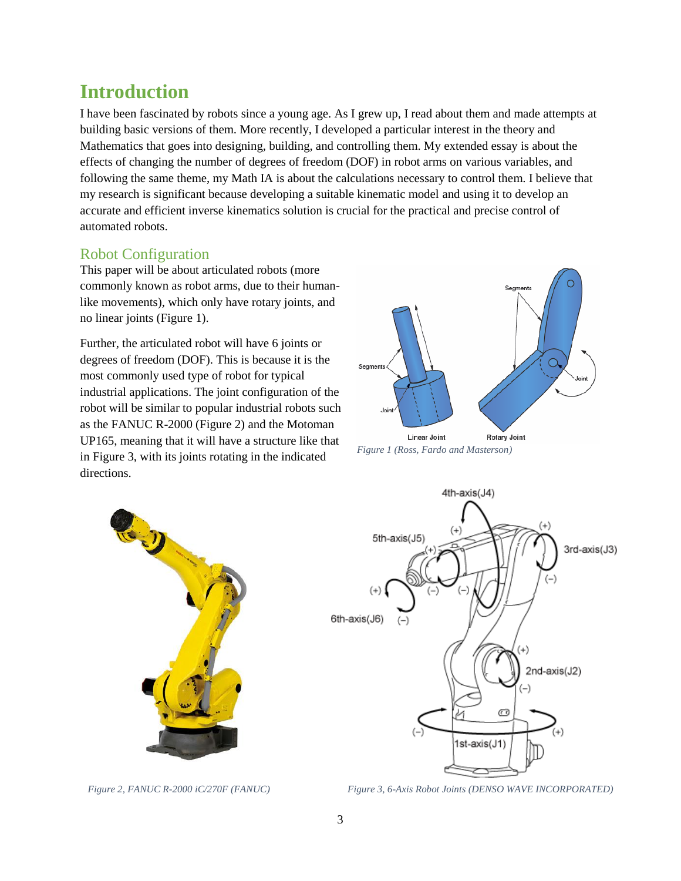# Introduction

I have been fascinated by robots since a young age. As I grew up, I read about them and made attempts at building basic versions of them. More recently, I developed a particular interest in the theory and Mathematics that goes into designing, building, and controlling them. My extended essay is about the effects of changing the number of degrees of freedom (DOF) in robot arms on various variables, and following the same theme, my Math IA is about the calculations necessary to control them. I believe that my research is significant because developing a suitable kinematic model and using it to develop an accurate and efficient inverse kinematics solution is crucial for the practical and precise control of automated robots.

## Robot Configuration

This paper will be about articulated robots (more commonly known as robot arms, due to their human-like movements), which only have rotary joints, and no linear joints (Figure 1).

Further, the articulated robot will have 6 joints or degrees of freedom (DOF). This is because it is the most commonly used type of robot for typical industrial applications. The joint configuration of the robot will be similar to popular industrial robots such as the FANUC R-2000 (Figure 2) and the Motoman UP165, meaning that it will have a structure like that in Figure 3, with its joints rotating in the indicated directions.

*Figure 1 (Ross, Fardo and Masterson)*

*Figure 2, FANUC R-2000 iC/270F (FANUC)*

*Figure 3, 6-Axis Robot Joints (DENSO WAVE INCORPORATED)*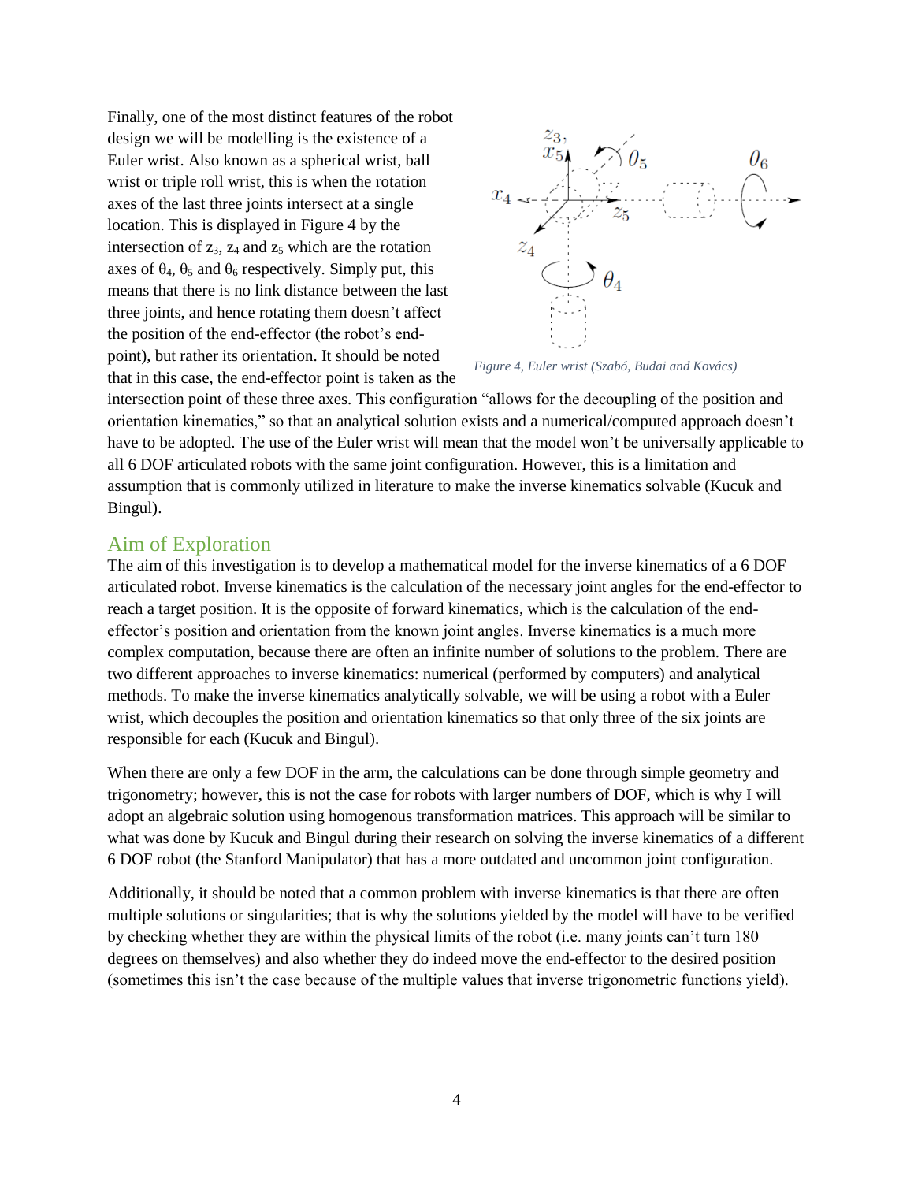Finally, one of the most distinct features of the robot design we will be modelling is the existence of a Euler wrist. Also known as a spherical wrist, ball wrist or triple roll wrist, this is when the rotation axes of the last three joints intersect at a single location. This is displayed in Figure 4 by the intersection of $z_3$, $z_4$ and $z_5$ which are the rotation axes of $\theta_4$, $\theta_5$ and $\theta_6$ respectively. Simply put, this means that there is no link distance between the last three joints, and hence rotating them doesn't affect the position of the end-effector (the robot's end-point), but rather its orientation. It should be noted that in this case, the end-effector point is taken as the intersection point of these three axes. This configuration "allows for the decoupling of the position and orientation kinematics," so that an analytical solution exists and a numerical/computed approach doesn't have to be adopted. The use of the Euler wrist will mean that the model won't be universally applicable to all 6 DOF articulated robots with the same joint configuration. However, this is a limitation and assumption that is commonly utilized in literature to make the inverse kinematics solvable (Kucuk and Bingul).

*Figure 4, Euler wrist (Szabó, Budai and Kovács)*

## Aim of Exploration

The aim of this investigation is to develop a mathematical model for the inverse kinematics of a 6 DOF articulated robot. Inverse kinematics is the calculation of the necessary joint angles for the end-effector to reach a target position. It is the opposite of forward kinematics, which is the calculation of the end-effector's position and orientation from the known joint angles. Inverse kinematics is a much more complex computation, because there are often an infinite number of solutions to the problem. There are two different approaches to inverse kinematics: numerical (performed by computers) and analytical methods. To make the inverse kinematics analytically solvable, we will be using a robot with a Euler wrist, which decouples the position and orientation kinematics so that only three of the six joints are responsible for each (Kucuk and Bingul).

When there are only a few DOF in the arm, the calculations can be done through simple geometry and trigonometry; however, this is not the case for robots with larger numbers of DOF, which is why I will adopt an algebraic solution using homogenous transformation matrices. This approach will be similar to what was done by Kucuk and Bingul during their research on solving the inverse kinematics of a different 6 DOF robot (the Stanford Manipulator) that has a more outdated and uncommon joint configuration.

Additionally, it should be noted that a common problem with inverse kinematics is that there are often multiple solutions or singularities; that is why the solutions yielded by the model will have to be verified by checking whether they are within the physical limits of the robot (i.e. many joints can't turn 180 degrees on themselves) and also whether they do indeed move the end-effector to the desired position (sometimes this isn't the case because of the multiple values that inverse trigonometric functions yield).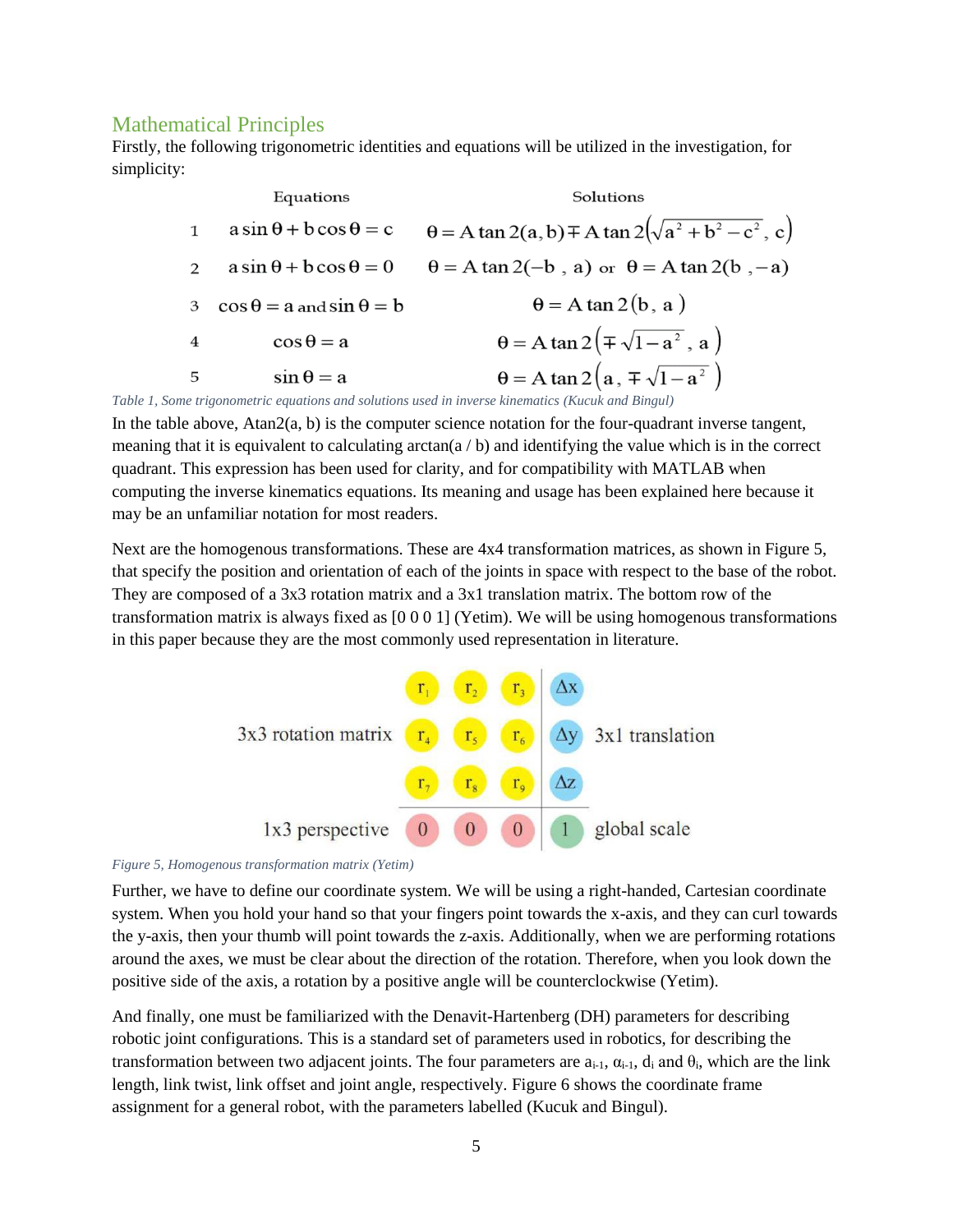## Mathematical Principles

Firstly, the following trigonometric identities and equations will be utilized in the investigation, for simplicity:

| | Equations | Solutions |
|---|---|---|
| 1 | $a\sin\theta + b\cos\theta = c$ | $\theta = \text{A}\tan 2(a, b) \mp \text{A}\tan 2\left(\sqrt{a^2 + b^2 - c^2},\, c\right)$ |
| 2 | $a\sin\theta + b\cos\theta = 0$ | $\theta = \text{A}\tan 2(-b\ ,\ a)$ or $\theta = \text{A}\tan 2(b\ , -a)$ |
| 3 | $\cos\theta = a$ and $\sin\theta = b$ | $\theta = \text{A}\tan 2(b\, ,\ a\ )$ |
| 4 | $\cos\theta = a$ | $\theta = \text{A}\tan 2\left(\mp\sqrt{1-a^2}\ ,\ a\ \right)$ |
| 5 | $\sin\theta = a$ | $\theta = \text{A}\tan 2\left(a\, ,\ \mp\sqrt{1-a^2}\ \right)$ |

*Table 1, Some trigonometric equations and solutions used in inverse kinematics (Kucuk and Bingul)*

In the table above, Atan2(a, b) is the computer science notation for the four-quadrant inverse tangent, meaning that it is equivalent to calculating arctan(a / b) and identifying the value which is in the correct quadrant. This expression has been used for clarity, and for compatibility with MATLAB when computing the inverse kinematics equations. Its meaning and usage has been explained here because it may be an unfamiliar notation for most readers.

Next are the homogenous transformations. These are 4x4 transformation matrices, as shown in Figure 5, that specify the position and orientation of each of the joints in space with respect to the base of the robot. They are composed of a 3x3 rotation matrix and a 3x1 translation matrix. The bottom row of the transformation matrix is always fixed as [0 0 0 1] (Yetim). We will be using homogenous transformations in this paper because they are the most commonly used representation in literature.

| | | | | | |
|---|---|---|---|---|---|
| 3x3 rotation matrix | $r_1$ | $r_2$ | $r_3$ | $\Delta x$ | 3x1 translation |
| | $r_4$ | $r_5$ | $r_6$ | $\Delta y$ | |
| | $r_7$ | $r_8$ | $r_9$ | $\Delta z$ | |
| 1x3 perspective | 0 | 0 | 0 | 1 | global scale |

*Figure 5, Homogenous transformation matrix (Yetim)*

Further, we have to define our coordinate system. We will be using a right-handed, Cartesian coordinate system. When you hold your hand so that your fingers point towards the x-axis, and they can curl towards the y-axis, then your thumb will point towards the z-axis. Additionally, when we are performing rotations around the axes, we must be clear about the direction of the rotation. Therefore, when you look down the positive side of the axis, a rotation by a positive angle will be counterclockwise (Yetim).

And finally, one must be familiarized with the Denavit-Hartenberg (DH) parameters for describing robotic joint configurations. This is a standard set of parameters used in robotics, for describing the transformation between two adjacent joints. The four parameters are $a_{i-1}$, $\alpha_{i-1}$, $d_i$ and $\theta_i$, which are the link length, link twist, link offset and joint angle, respectively. Figure 6 shows the coordinate frame assignment for a general robot, with the parameters labelled (Kucuk and Bingul).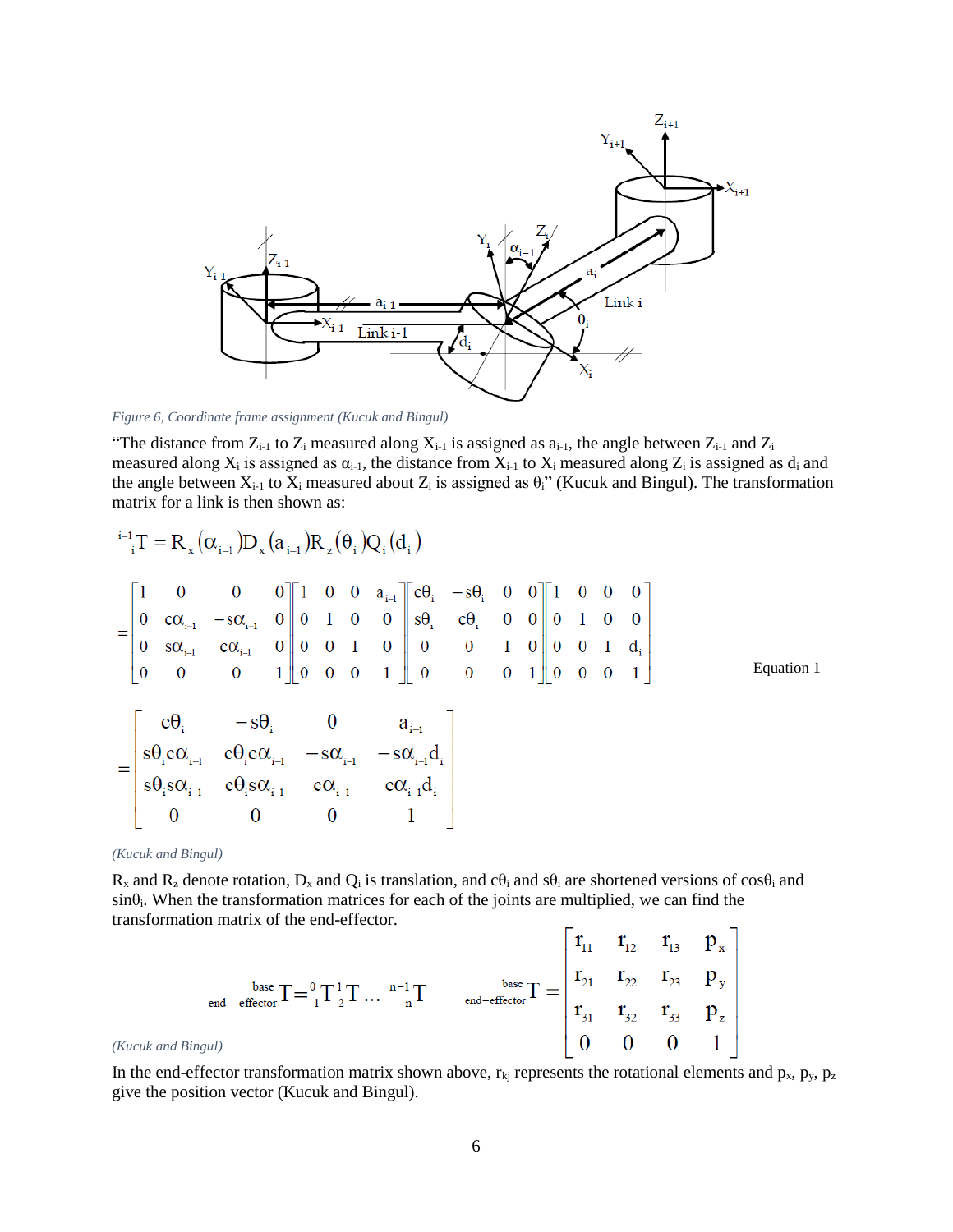*Figure 6, Coordinate frame assignment (Kucuk and Bingul)*

"The distance from $Z_{i-1}$ to $Z_i$ measured along $X_{i-1}$ is assigned as $a_{i-1}$, the angle between $Z_{i-1}$ and $Z_i$ measured along $X_i$ is assigned as $\alpha_{i-1}$, the distance from $X_{i-1}$ to $X_i$ measured along $Z_i$ is assigned as $d_i$ and the angle between $X_{i-1}$ to $X_i$ measured about $Z_i$ is assigned as $\theta_i$" (Kucuk and Bingul). The transformation matrix for a link is then shown as:

$$
{}^{i-1}_{\ \ i}T = R_x(\alpha_{i-1})D_x(a_{i-1})R_z(\theta_i)Q_i(d_i)
$$

$$
= \begin{bmatrix} 1 & 0 & 0 & 0 \\ 0 & c\alpha_{i-1} & -s\alpha_{i-1} & 0 \\ 0 & s\alpha_{i-1} & c\alpha_{i-1} & 0 \\ 0 & 0 & 0 & 1 \end{bmatrix} \begin{bmatrix} 1 & 0 & 0 & a_{i-1} \\ 0 & 1 & 0 & 0 \\ 0 & 0 & 1 & 0 \\ 0 & 0 & 0 & 1 \end{bmatrix} \begin{bmatrix} c\theta_i & -s\theta_i & 0 & 0 \\ s\theta_i & c\theta_i & 0 & 0 \\ 0 & 0 & 1 & 0 \\ 0 & 0 & 0 & 1 \end{bmatrix} \begin{bmatrix} 1 & 0 & 0 & 0 \\ 0 & 1 & 0 & 0 \\ 0 & 0 & 1 & d_i \\ 0 & 0 & 0 & 1 \end{bmatrix} \qquad \text{Equation 1}
$$

$$
= \begin{bmatrix} c\theta_i & -s\theta_i & 0 & a_{i-1} \\ s\theta_i c\alpha_{i-1} & c\theta_i c\alpha_{i-1} & -s\alpha_{i-1} & -s\alpha_{i-1}d_i \\ s\theta_i s\alpha_{i-1} & c\theta_i s\alpha_{i-1} & c\alpha_{i-1} & c\alpha_{i-1}d_i \\ 0 & 0 & 0 & 1 \end{bmatrix}
$$

*(Kucuk and Bingul)*

$R_x$ and $R_z$ denote rotation, $D_x$ and $Q_i$ is translation, and $c\theta_i$ and $s\theta_i$ are shortened versions of $\cos\theta_i$ and $\sin\theta_i$. When the transformation matrices for each of the joints are multiplied, we can find the transformation matrix of the end-effector.

$$
{}^{\text{base}}_{\text{end\_effector}}T = {}^{0}_{1}T\,{}^{1}_{2}T \ldots {}^{n-1}_{\ \ n}T \qquad {}^{\text{base}}_{\text{end-effector}}T = \begin{bmatrix} r_{11} & r_{12} & r_{13} & p_x \\ r_{21} & r_{22} & r_{23} & p_y \\ r_{31} & r_{32} & r_{33} & p_z \\ 0 & 0 & 0 & 1 \end{bmatrix}
$$

*(Kucuk and Bingul)*

In the end-effector transformation matrix shown above, $r_{kj}$ represents the rotational elements and $p_x$, $p_y$, $p_z$ give the position vector (Kucuk and Bingul).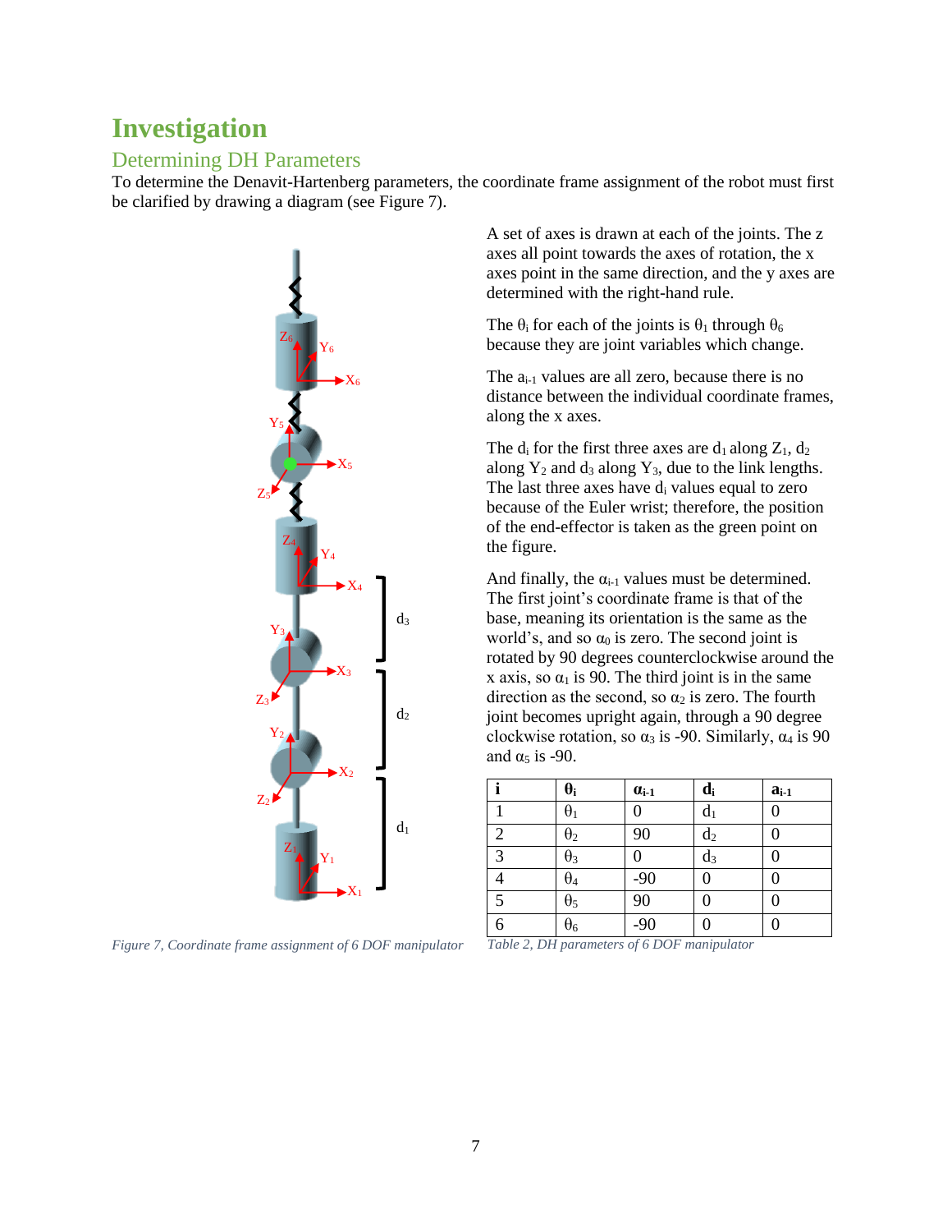# Investigation

## Determining DH Parameters

To determine the Denavit-Hartenberg parameters, the coordinate frame assignment of the robot must first be clarified by drawing a diagram (see Figure 7).

*Figure 7, Coordinate frame assignment of 6 DOF manipulator*

A set of axes is drawn at each of the joints. The z axes all point towards the axes of rotation, the x axes point in the same direction, and the y axes are determined with the right-hand rule.

The $\theta_i$ for each of the joints is $\theta_1$ through $\theta_6$ because they are joint variables which change.

The $a_{i-1}$ values are all zero, because there is no distance between the individual coordinate frames, along the x axes.

The $d_i$ for the first three axes are $d_1$ along $Z_1$, $d_2$ along $Y_2$ and $d_3$ along $Y_3$, due to the link lengths. The last three axes have $d_i$ values equal to zero because of the Euler wrist; therefore, the position of the end-effector is taken as the green point on the figure.

And finally, the $\alpha_{i-1}$ values must be determined. The first joint's coordinate frame is that of the base, meaning its orientation is the same as the world's, and so $\alpha_0$ is zero. The second joint is rotated by 90 degrees counterclockwise around the x axis, so $\alpha_1$ is 90. The third joint is in the same direction as the second, so $\alpha_2$ is zero. The fourth joint becomes upright again, through a 90 degree clockwise rotation, so $\alpha_3$ is -90. Similarly, $\alpha_4$ is 90 and $\alpha_5$ is -90.

| **i** | **$\theta_i$** | **$\alpha_{i-1}$** | **$d_i$** | **$a_{i-1}$** |
|---|---|---|---|---|
| 1 | $\theta_1$ | 0 | $d_1$ | 0 |
| 2 | $\theta_2$ | 90 | $d_2$ | 0 |
| 3 | $\theta_3$ | 0 | $d_3$ | 0 |
| 4 | $\theta_4$ | -90 | 0 | 0 |
| 5 | $\theta_5$ | 90 | 0 | 0 |
| 6 | $\theta_6$ | -90 | 0 | 0 |

*Table 2, DH parameters of 6 DOF manipulator*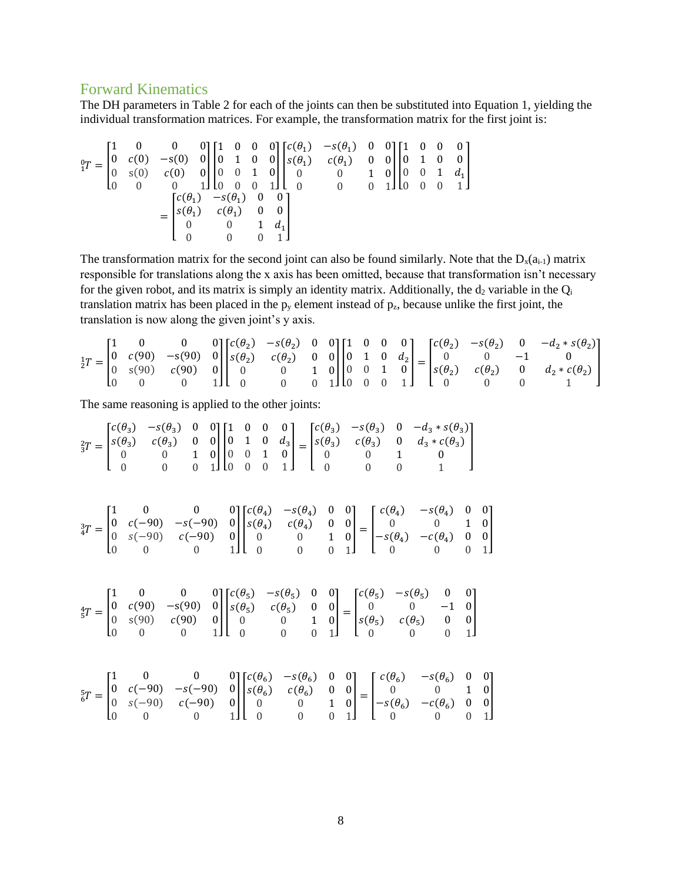## Forward Kinematics

The DH parameters in Table 2 for each of the joints can then be substituted into Equation 1, yielding the individual transformation matrices. For example, the transformation matrix for the first joint is:

$$
{}_1^0T = \begin{bmatrix} 1 & 0 & 0 & 0 \\ 0 & c(0) & -s(0) & 0 \\ 0 & s(0) & c(0) & 0 \\ 0 & 0 & 0 & 1 \end{bmatrix} \begin{bmatrix} 1 & 0 & 0 & 0 \\ 0 & 1 & 0 & 0 \\ 0 & 0 & 1 & 0 \\ 0 & 0 & 0 & 1 \end{bmatrix} \begin{bmatrix} c(\theta_1) & -s(\theta_1) & 0 & 0 \\ s(\theta_1) & c(\theta_1) & 0 & 0 \\ 0 & 0 & 1 & 0 \\ 0 & 0 & 0 & 1 \end{bmatrix} \begin{bmatrix} 1 & 0 & 0 & 0 \\ 0 & 1 & 0 & 0 \\ 0 & 0 & 1 & d_1 \\ 0 & 0 & 0 & 1 \end{bmatrix}
= \begin{bmatrix} c(\theta_1) & -s(\theta_1) & 0 & 0 \\ s(\theta_1) & c(\theta_1) & 0 & 0 \\ 0 & 0 & 1 & d_1 \\ 0 & 0 & 0 & 1 \end{bmatrix}
$$

The transformation matrix for the second joint can also be found similarly. Note that the $D_x(a_{i-1})$ matrix responsible for translations along the x axis has been omitted, because that transformation isn't necessary for the given robot, and its matrix is simply an identity matrix. Additionally, the $d_2$ variable in the $Q_i$ translation matrix has been placed in the $p_y$ element instead of $p_z$, because unlike the first joint, the translation is now along the given joint's y axis.

$$
{}_2^1T = \begin{bmatrix} 1 & 0 & 0 & 0 \\ 0 & c(90) & -s(90) & 0 \\ 0 & s(90) & c(90) & 0 \\ 0 & 0 & 0 & 1 \end{bmatrix} \begin{bmatrix} c(\theta_2) & -s(\theta_2) & 0 & 0 \\ s(\theta_2) & c(\theta_2) & 0 & 0 \\ 0 & 0 & 1 & 0 \\ 0 & 0 & 0 & 1 \end{bmatrix} \begin{bmatrix} 1 & 0 & 0 & 0 \\ 0 & 1 & 0 & d_2 \\ 0 & 0 & 1 & 0 \\ 0 & 0 & 0 & 1 \end{bmatrix} = \begin{bmatrix} c(\theta_2) & -s(\theta_2) & 0 & -d_2 * s(\theta_2) \\ 0 & 0 & -1 & 0 \\ s(\theta_2) & c(\theta_2) & 0 & d_2 * c(\theta_2) \\ 0 & 0 & 0 & 1 \end{bmatrix}
$$

The same reasoning is applied to the other joints:

$$
{}_3^2T = \begin{bmatrix} c(\theta_3) & -s(\theta_3) & 0 & 0 \\ s(\theta_3) & c(\theta_3) & 0 & 0 \\ 0 & 0 & 1 & 0 \\ 0 & 0 & 0 & 1 \end{bmatrix} \begin{bmatrix} 1 & 0 & 0 & 0 \\ 0 & 1 & 0 & d_3 \\ 0 & 0 & 1 & 0 \\ 0 & 0 & 0 & 1 \end{bmatrix} = \begin{bmatrix} c(\theta_3) & -s(\theta_3) & 0 & -d_3 * s(\theta_3) \\ s(\theta_3) & c(\theta_3) & 0 & d_3 * c(\theta_3) \\ 0 & 0 & 1 & 0 \\ 0 & 0 & 0 & 1 \end{bmatrix}
$$

$$
{}_4^3T = \begin{bmatrix} 1 & 0 & 0 & 0 \\ 0 & c(-90) & -s(-90) & 0 \\ 0 & s(-90) & c(-90) & 0 \\ 0 & 0 & 0 & 1 \end{bmatrix} \begin{bmatrix} c(\theta_4) & -s(\theta_4) & 0 & 0 \\ s(\theta_4) & c(\theta_4) & 0 & 0 \\ 0 & 0 & 1 & 0 \\ 0 & 0 & 0 & 1 \end{bmatrix} = \begin{bmatrix} c(\theta_4) & -s(\theta_4) & 0 & 0 \\ 0 & 0 & 1 & 0 \\ -s(\theta_4) & -c(\theta_4) & 0 & 0 \\ 0 & 0 & 0 & 1 \end{bmatrix}
$$

$$
{}_5^4T = \begin{bmatrix} 1 & 0 & 0 & 0 \\ 0 & c(90) & -s(90) & 0 \\ 0 & s(90) & c(90) & 0 \\ 0 & 0 & 0 & 1 \end{bmatrix} \begin{bmatrix} c(\theta_5) & -s(\theta_5) & 0 & 0 \\ s(\theta_5) & c(\theta_5) & 0 & 0 \\ 0 & 0 & 1 & 0 \\ 0 & 0 & 0 & 1 \end{bmatrix} = \begin{bmatrix} c(\theta_5) & -s(\theta_5) & 0 & 0 \\ 0 & 0 & -1 & 0 \\ s(\theta_5) & c(\theta_5) & 0 & 0 \\ 0 & 0 & 0 & 1 \end{bmatrix}
$$

$$
{}_6^5T = \begin{bmatrix} 1 & 0 & 0 & 0 \\ 0 & c(-90) & -s(-90) & 0 \\ 0 & s(-90) & c(-90) & 0 \\ 0 & 0 & 0 & 1 \end{bmatrix} \begin{bmatrix} c(\theta_6) & -s(\theta_6) & 0 & 0 \\ s(\theta_6) & c(\theta_6) & 0 & 0 \\ 0 & 0 & 1 & 0 \\ 0 & 0 & 0 & 1 \end{bmatrix} = \begin{bmatrix} c(\theta_6) & -s(\theta_6) & 0 & 0 \\ 0 & 0 & 1 & 0 \\ -s(\theta_6) & -c(\theta_6) & 0 & 0 \\ 0 & 0 & 0 & 1 \end{bmatrix}
$$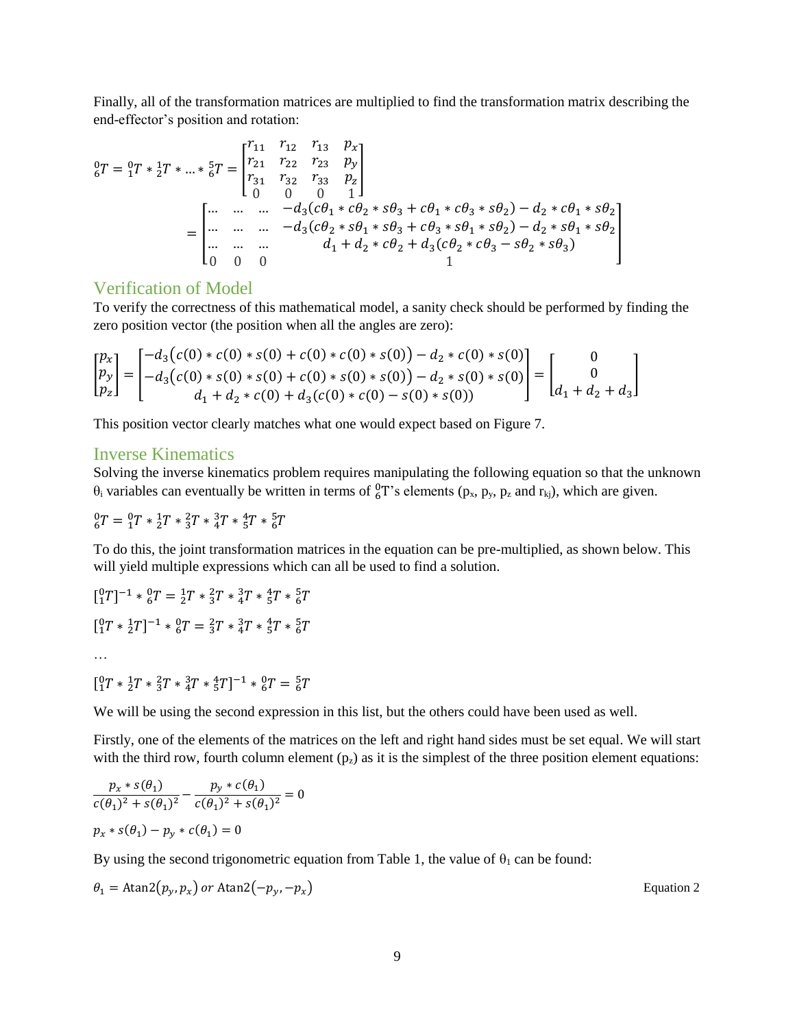Finally, all of the transformation matrices are multiplied to find the transformation matrix describing the end-effector's position and rotation:

$$
{}^{0}_{6}T = {}^{0}_{1}T * {}^{1}_{2}T * \ldots * {}^{5}_{6}T = \begin{bmatrix} r_{11} & r_{12} & r_{13} & p_x \\ r_{21} & r_{22} & r_{23} & p_y \\ r_{31} & r_{32} & r_{33} & p_z \\ 0 & 0 & 0 & 1 \end{bmatrix}
$$

$$
= \begin{bmatrix} \ldots & \ldots & \ldots & -d_3(c\theta_1 * c\theta_2 * s\theta_3 + c\theta_1 * c\theta_3 * s\theta_2) - d_2 * c\theta_1 * s\theta_2 \\ \ldots & \ldots & \ldots & -d_3(c\theta_2 * s\theta_1 * s\theta_3 + c\theta_3 * s\theta_1 * s\theta_2) - d_2 * s\theta_1 * s\theta_2 \\ \ldots & \ldots & \ldots & d_1 + d_2 * c\theta_2 + d_3(c\theta_2 * c\theta_3 - s\theta_2 * s\theta_3) \\ 0 & 0 & 0 & 1 \end{bmatrix}
$$

## Verification of Model

To verify the correctness of this mathematical model, a sanity check should be performed by finding the zero position vector (the position when all the angles are zero):

$$
\begin{bmatrix} p_x \\ p_y \\ p_z \end{bmatrix} = \begin{bmatrix} -d_3\big(c(0) * c(0) * s(0) + c(0) * c(0) * s(0)\big) - d_2 * c(0) * s(0) \\ -d_3\big(c(0) * s(0) * s(0) + c(0) * s(0) * s(0)\big) - d_2 * s(0) * s(0) \\ d_1 + d_2 * c(0) + d_3(c(0) * c(0) - s(0) * s(0)) \end{bmatrix} = \begin{bmatrix} 0 \\ 0 \\ d_1 + d_2 + d_3 \end{bmatrix}
$$

This position vector clearly matches what one would expect based on Figure 7.

## Inverse Kinematics

Solving the inverse kinematics problem requires manipulating the following equation so that the unknown $\theta_i$ variables can eventually be written in terms of ${}^{0}_{6}T$'s elements ($p_x$, $p_y$, $p_z$ and $r_{kj}$), which are given.

$$
{}^{0}_{6}T = {}^{0}_{1}T * {}^{1}_{2}T * {}^{2}_{3}T * {}^{3}_{4}T * {}^{4}_{5}T * {}^{5}_{6}T
$$

To do this, the joint transformation matrices in the equation can be pre-multiplied, as shown below. This will yield multiple expressions which can all be used to find a solution.

$$
[{}^{0}_{1}T]^{-1} * {}^{0}_{6}T = {}^{1}_{2}T * {}^{2}_{3}T * {}^{3}_{4}T * {}^{4}_{5}T * {}^{5}_{6}T
$$

$$
[{}^{0}_{1}T * {}^{1}_{2}T]^{-1} * {}^{0}_{6}T = {}^{2}_{3}T * {}^{3}_{4}T * {}^{4}_{5}T * {}^{5}_{6}T
$$

…

$$
[{}^{0}_{1}T * {}^{1}_{2}T * {}^{2}_{3}T * {}^{3}_{4}T * {}^{4}_{5}T]^{-1} * {}^{0}_{6}T = {}^{5}_{6}T
$$

We will be using the second expression in this list, but the others could have been used as well.

Firstly, one of the elements of the matrices on the left and right hand sides must be set equal. We will start with the third row, fourth column element ($p_z$) as it is the simplest of the three position element equations:

$$
\frac{p_x * s(\theta_1)}{c(\theta_1)^2 + s(\theta_1)^2} - \frac{p_y * c(\theta_1)}{c(\theta_1)^2 + s(\theta_1)^2} = 0
$$

$$
p_x * s(\theta_1) - p_y * c(\theta_1) = 0
$$

By using the second trigonometric equation from Table 1, the value of $\theta_1$ can be found:

$$
\theta_1 = \text{Atan2}(p_y, p_x) \text{ or } \text{Atan2}(-p_y, -p_x) \qquad \text{Equation 2}
$$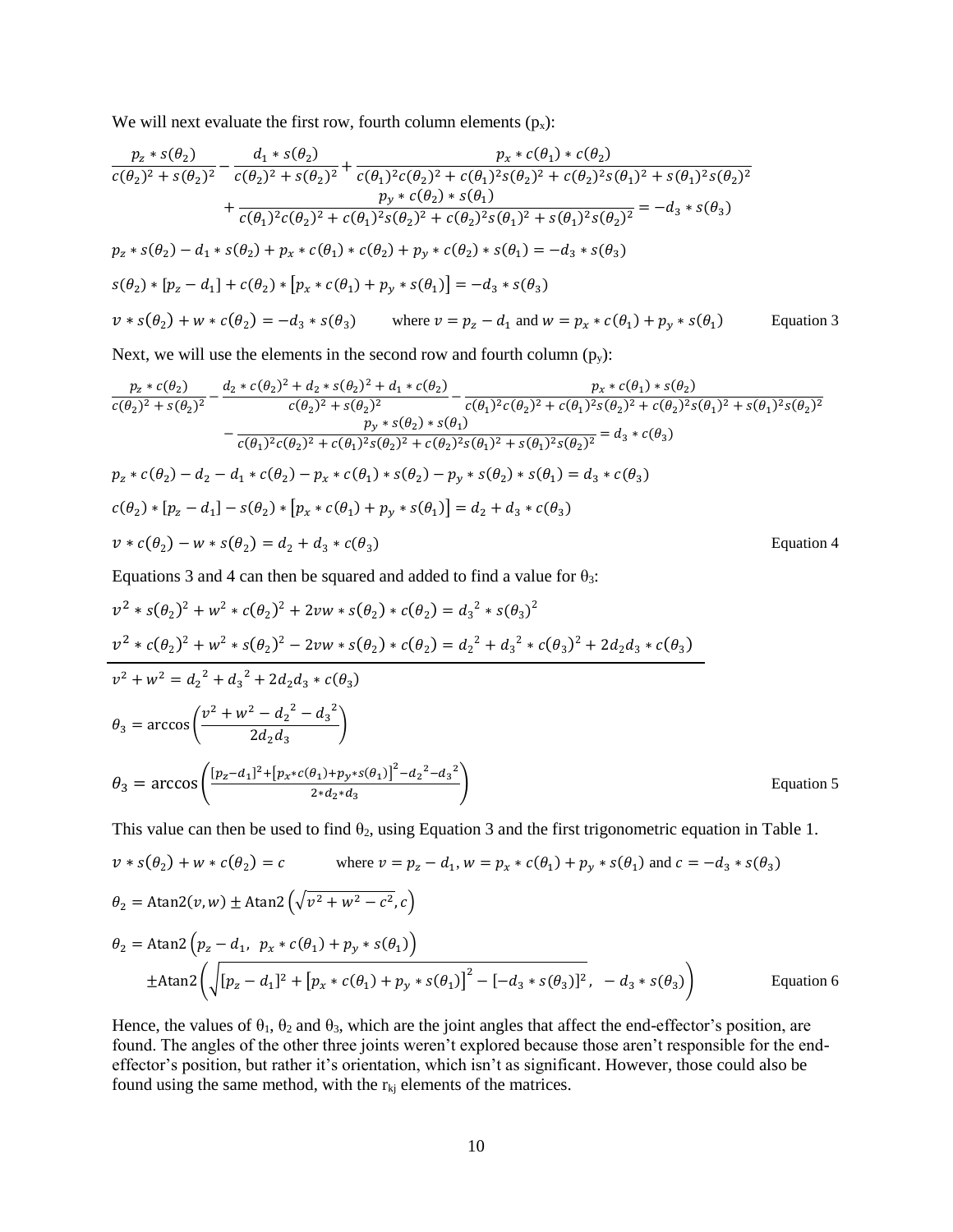We will next evaluate the first row, fourth column elements ($p_x$):

$$\frac{p_z * s(\theta_2)}{c(\theta_2)^2 + s(\theta_2)^2} - \frac{d_1 * s(\theta_2)}{c(\theta_2)^2 + s(\theta_2)^2} + \frac{p_x * c(\theta_1) * c(\theta_2)}{c(\theta_1)^2 c(\theta_2)^2 + c(\theta_1)^2 s(\theta_2)^2 + c(\theta_2)^2 s(\theta_1)^2 + s(\theta_1)^2 s(\theta_2)^2} + \frac{p_y * c(\theta_2) * s(\theta_1)}{c(\theta_1)^2 c(\theta_2)^2 + c(\theta_1)^2 s(\theta_2)^2 + c(\theta_2)^2 s(\theta_1)^2 + s(\theta_1)^2 s(\theta_2)^2} = -d_3 * s(\theta_3)$$

$$p_z * s(\theta_2) - d_1 * s(\theta_2) + p_x * c(\theta_1) * c(\theta_2) + p_y * c(\theta_2) * s(\theta_1) = -d_3 * s(\theta_3)$$

$$s(\theta_2) * [p_z - d_1] + c(\theta_2) * [p_x * c(\theta_1) + p_y * s(\theta_1)] = -d_3 * s(\theta_3)$$

$$v * s(\theta_2) + w * c(\theta_2) = -d_3 * s(\theta_3) \qquad \text{where } v = p_z - d_1 \text{ and } w = p_x * c(\theta_1) + p_y * s(\theta_1) \qquad \text{Equation 3}$$

Next, we will use the elements in the second row and fourth column ($p_y$):

$$\frac{p_z * c(\theta_2)}{c(\theta_2)^2 + s(\theta_2)^2} - \frac{d_2 * c(\theta_2)^2 + d_2 * s(\theta_2)^2 + d_1 * c(\theta_2)}{c(\theta_2)^2 + s(\theta_2)^2} - \frac{p_x * c(\theta_1) * s(\theta_2)}{c(\theta_1)^2 c(\theta_2)^2 + c(\theta_1)^2 s(\theta_2)^2 + c(\theta_2)^2 s(\theta_1)^2 + s(\theta_1)^2 s(\theta_2)^2} - \frac{p_y * s(\theta_2) * s(\theta_1)}{c(\theta_1)^2 c(\theta_2)^2 + c(\theta_1)^2 s(\theta_2)^2 + c(\theta_2)^2 s(\theta_1)^2 + s(\theta_1)^2 s(\theta_2)^2} = d_3 * c(\theta_3)$$

$$p_z * c(\theta_2) - d_2 - d_1 * c(\theta_2) - p_x * c(\theta_1) * s(\theta_2) - p_y * s(\theta_2) * s(\theta_1) = d_3 * c(\theta_3)$$

$$c(\theta_2) * [p_z - d_1] - s(\theta_2) * [p_x * c(\theta_1) + p_y * s(\theta_1)] = d_2 + d_3 * c(\theta_3)$$

$$v * c(\theta_2) - w * s(\theta_2) = d_2 + d_3 * c(\theta_3) \qquad \text{Equation 4}$$

Equations 3 and 4 can then be squared and added to find a value for $\theta_3$:

$$v^2 * s(\theta_2)^2 + w^2 * c(\theta_2)^2 + 2vw * s(\theta_2) * c(\theta_2) = d_3{}^2 * s(\theta_3)^2$$

$$v^2 * c(\theta_2)^2 + w^2 * s(\theta_2)^2 - 2vw * s(\theta_2) * c(\theta_2) = d_2{}^2 + d_3{}^2 * c(\theta_3)^2 + 2d_2 d_3 * c(\theta_3)$$

$$v^2 + w^2 = d_2{}^2 + d_3{}^2 + 2d_2 d_3 * c(\theta_3)$$

$$\theta_3 = \arccos\left(\frac{v^2 + w^2 - d_2{}^2 - d_3{}^2}{2d_2 d_3}\right)$$

$$\theta_3 = \arccos\left(\frac{[p_z - d_1]^2 + [p_x * c(\theta_1) + p_y * s(\theta_1)]^2 - d_2{}^2 - d_3{}^2}{2 * d_2 * d_3}\right) \qquad \text{Equation 5}$$

This value can then be used to find $\theta_2$, using Equation 3 and the first trigonometric equation in Table 1.

$$v * s(\theta_2) + w * c(\theta_2) = c \qquad \text{where } v = p_z - d_1, w = p_x * c(\theta_1) + p_y * s(\theta_1) \text{ and } c = -d_3 * s(\theta_3)$$

$$\theta_2 = \text{Atan2}(v, w) \pm \text{Atan2}\left(\sqrt{v^2 + w^2 - c^2}, c\right)$$

$$\theta_2 = \text{Atan2}\left(p_z - d_1,\ p_x * c(\theta_1) + p_y * s(\theta_1)\right) \pm \text{Atan2}\left(\sqrt{[p_z - d_1]^2 + [p_x * c(\theta_1) + p_y * s(\theta_1)]^2 - [-d_3 * s(\theta_3)]^2},\ -d_3 * s(\theta_3)\right) \qquad \text{Equation 6}$$

Hence, the values of $\theta_1$, $\theta_2$ and $\theta_3$, which are the joint angles that affect the end-effector's position, are found. The angles of the other three joints weren't explored because those aren't responsible for the end-effector's position, but rather it's orientation, which isn't as significant. However, those could also be found using the same method, with the $r_{kj}$ elements of the matrices.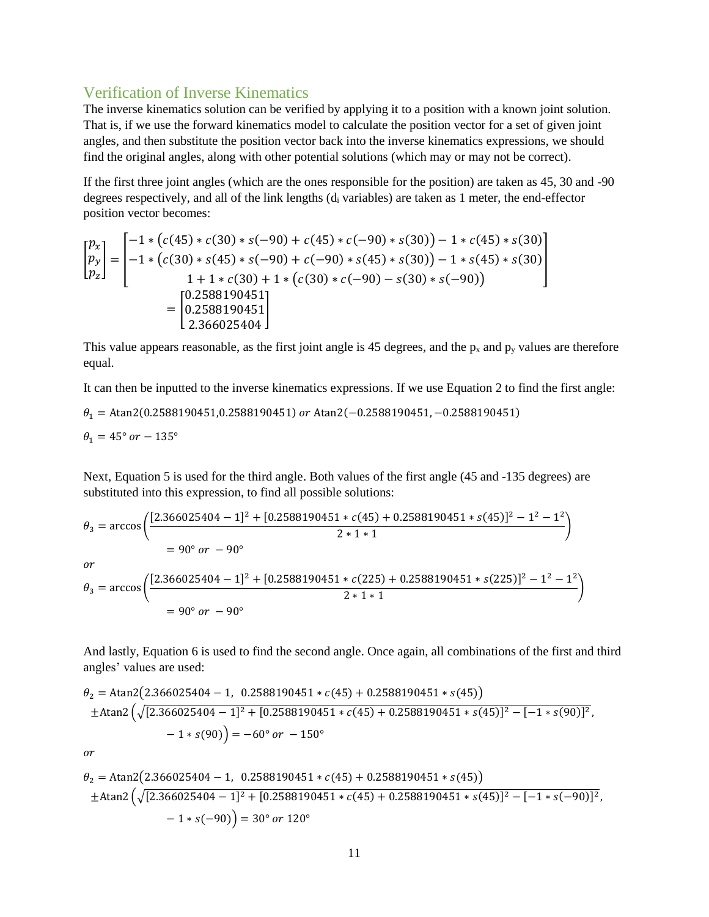## Verification of Inverse Kinematics

The inverse kinematics solution can be verified by applying it to a position with a known joint solution. That is, if we use the forward kinematics model to calculate the position vector for a set of given joint angles, and then substitute the position vector back into the inverse kinematics expressions, we should find the original angles, along with other potential solutions (which may or may not be correct).

If the first three joint angles (which are the ones responsible for the position) are taken as 45, 30 and -90 degrees respectively, and all of the link lengths ($d_i$ variables) are taken as 1 meter, the end-effector position vector becomes:

$$
\begin{bmatrix} p_x \\ p_y \\ p_z \end{bmatrix} = \begin{bmatrix} -1 * \big(c(45) * c(30) * s(-90) + c(45) * c(-90) * s(30)\big) - 1 * c(45) * s(30) \\ -1 * \big(c(30) * s(45) * s(-90) + c(-90) * s(45) * s(30)\big) - 1 * s(45) * s(30) \\ 1 + 1 * c(30) + 1 * \big(c(30) * c(-90) - s(30) * s(-90)\big) \end{bmatrix}
$$

$$
= \begin{bmatrix} 0.2588190451 \\ 0.2588190451 \\ 2.366025404 \end{bmatrix}
$$

This value appears reasonable, as the first joint angle is 45 degrees, and the $p_x$ and $p_y$ values are therefore equal.

It can then be inputted to the inverse kinematics expressions. If we use Equation 2 to find the first angle:

$$\theta_1 = \text{Atan2}(0.2588190451, 0.2588190451) \ or \ \text{Atan2}(-0.2588190451, -0.2588190451)$$

$$\theta_1 = 45° \ or -135°$$

Next, Equation 5 is used for the third angle. Both values of the first angle (45 and -135 degrees) are substituted into this expression, to find all possible solutions:

$$\theta_3 = \arccos\left(\frac{[2.366025404 - 1]^2 + [0.2588190451 * c(45) + 0.2588190451 * s(45)]^2 - 1^2 - 1^2}{2 * 1 * 1}\right)$$

$$= 90° \ or \ -90°$$

*or*

$$\theta_3 = \arccos\left(\frac{[2.366025404 - 1]^2 + [0.2588190451 * c(225) + 0.2588190451 * s(225)]^2 - 1^2 - 1^2}{2 * 1 * 1}\right)$$

$$= 90° \ or \ -90°$$

And lastly, Equation 6 is used to find the second angle. Once again, all combinations of the first and third angles' values are used:

$$\theta_2 = \text{Atan2}\big(2.366025404 - 1, \ 0.2588190451 * c(45) + 0.2588190451 * s(45)\big)$$
$$\pm \text{Atan2}\left(\sqrt{[2.366025404 - 1]^2 + [0.2588190451 * c(45) + 0.2588190451 * s(45)]^2 - [-1 * s(90)]^2},\right.$$
$$\left. -1 * s(90)\right) = -60° \ or \ -150°$$

*or*

$$\theta_2 = \text{Atan2}\big(2.366025404 - 1, \ 0.2588190451 * c(45) + 0.2588190451 * s(45)\big)$$
$$\pm \text{Atan2}\left(\sqrt{[2.366025404 - 1]^2 + [0.2588190451 * c(45) + 0.2588190451 * s(45)]^2 - [-1 * s(-90)]^2},\right.$$
$$\left. -1 * s(-90)\right) = 30° \ or \ 120°$$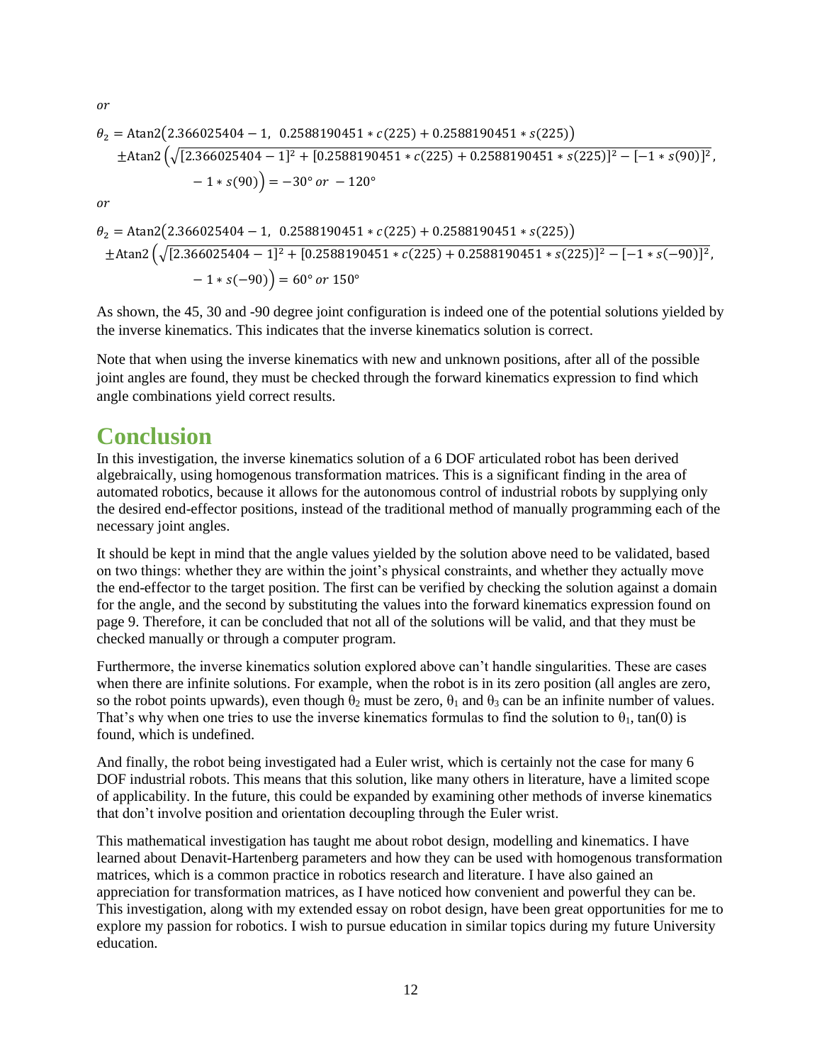*or*

$$\theta_2 = \text{Atan2}\big(2.366025404 - 1,\ \ 0.2588190451 * c(225) + 0.2588190451 * s(225)\big)$$
$$\pm\text{Atan2}\left(\sqrt{[2.366025404 - 1]^2 + [0.2588190451 * c(225) + 0.2588190451 * s(225)]^2 - [-1 * s(90)]^2},\ - 1 * s(90)\right) = -30° \ or\ -120°$$

*or*

$$\theta_2 = \text{Atan2}\big(2.366025404 - 1,\ \ 0.2588190451 * c(225) + 0.2588190451 * s(225)\big)$$
$$\pm\text{Atan2}\left(\sqrt{[2.366025404 - 1]^2 + [0.2588190451 * c(225) + 0.2588190451 * s(225)]^2 - [-1 * s(-90)]^2},\ - 1 * s(-90)\right) = 60° \ or\ 150°$$

As shown, the 45, 30 and -90 degree joint configuration is indeed one of the potential solutions yielded by the inverse kinematics. This indicates that the inverse kinematics solution is correct.

Note that when using the inverse kinematics with new and unknown positions, after all of the possible joint angles are found, they must be checked through the forward kinematics expression to find which angle combinations yield correct results.

# Conclusion

In this investigation, the inverse kinematics solution of a 6 DOF articulated robot has been derived algebraically, using homogenous transformation matrices. This is a significant finding in the area of automated robotics, because it allows for the autonomous control of industrial robots by supplying only the desired end-effector positions, instead of the traditional method of manually programming each of the necessary joint angles.

It should be kept in mind that the angle values yielded by the solution above need to be validated, based on two things: whether they are within the joint's physical constraints, and whether they actually move the end-effector to the target position. The first can be verified by checking the solution against a domain for the angle, and the second by substituting the values into the forward kinematics expression found on page 9. Therefore, it can be concluded that not all of the solutions will be valid, and that they must be checked manually or through a computer program.

Furthermore, the inverse kinematics solution explored above can't handle singularities. These are cases when there are infinite solutions. For example, when the robot is in its zero position (all angles are zero, so the robot points upwards), even though $\theta_2$ must be zero, $\theta_1$ and $\theta_3$ can be an infinite number of values. That's why when one tries to use the inverse kinematics formulas to find the solution to $\theta_1$, tan(0) is found, which is undefined.

And finally, the robot being investigated had a Euler wrist, which is certainly not the case for many 6 DOF industrial robots. This means that this solution, like many others in literature, have a limited scope of applicability. In the future, this could be expanded by examining other methods of inverse kinematics that don't involve position and orientation decoupling through the Euler wrist.

This mathematical investigation has taught me about robot design, modelling and kinematics. I have learned about Denavit-Hartenberg parameters and how they can be used with homogenous transformation matrices, which is a common practice in robotics research and literature. I have also gained an appreciation for transformation matrices, as I have noticed how convenient and powerful they can be. This investigation, along with my extended essay on robot design, have been great opportunities for me to explore my passion for robotics. I wish to pursue education in similar topics during my future University education.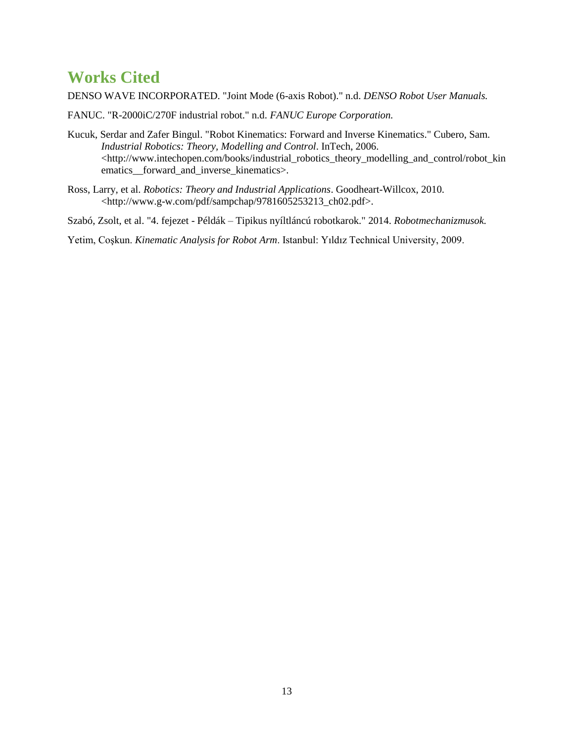## Works Cited

DENSO WAVE INCORPORATED. "Joint Mode (6-axis Robot)." n.d. *DENSO Robot User Manuals.*

FANUC. "R-2000iC/270F industrial robot." n.d. *FANUC Europe Corporation.*

Kucuk, Serdar and Zafer Bingul. "Robot Kinematics: Forward and Inverse Kinematics." Cubero, Sam. *Industrial Robotics: Theory, Modelling and Control*. InTech, 2006. <http://www.intechopen.com/books/industrial_robotics_theory_modelling_and_control/robot_kinematics__forward_and_inverse_kinematics>.

Ross, Larry, et al. *Robotics: Theory and Industrial Applications*. Goodheart-Willcox, 2010. <http://www.g-w.com/pdf/sampchap/9781605253213_ch02.pdf>.

Szabó, Zsolt, et al. "4. fejezet - Példák – Tipikus nyíltláncú robotkarok." 2014. *Robotmechanizmusok.*

Yetim, Coşkun. *Kinematic Analysis for Robot Arm*. Istanbul: Yıldız Technical University, 2009.